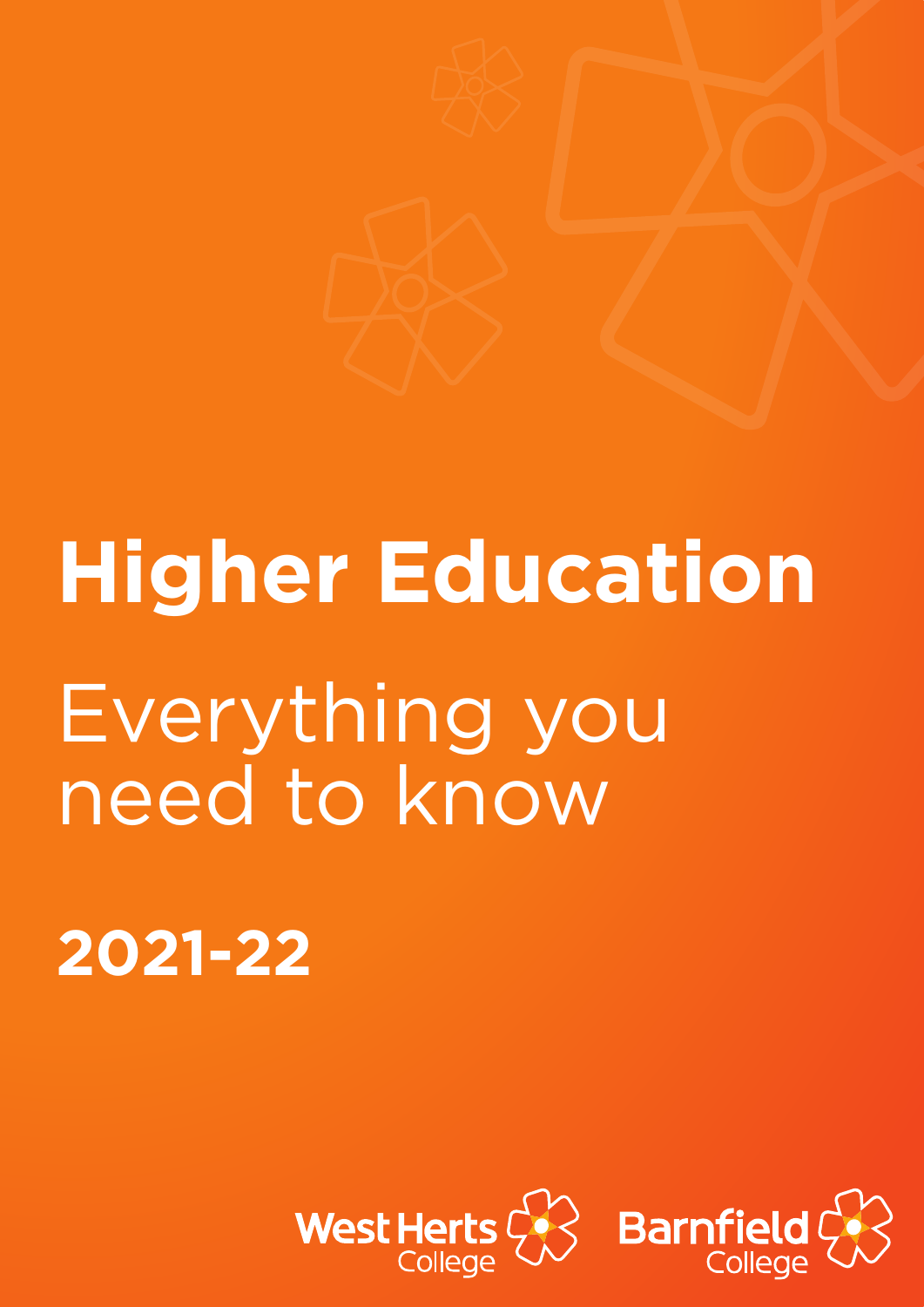# Higher Education

Everything you need to know

**2021-22**

West Herts College

Barnfield College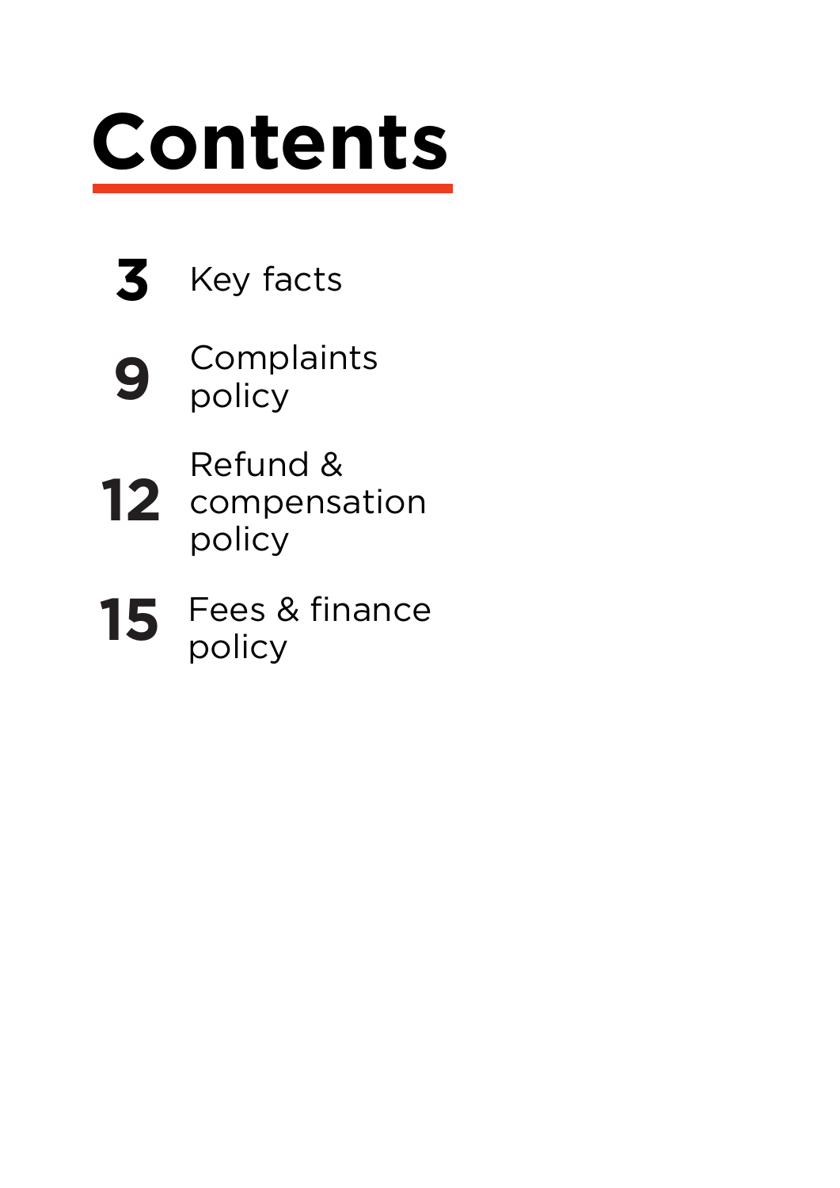# Contents

| | |
|---|---|
| **3** | Key facts |
| **9** | Complaints policy |
| **12** | Refund & compensation policy |
| **15** | Fees & finance policy |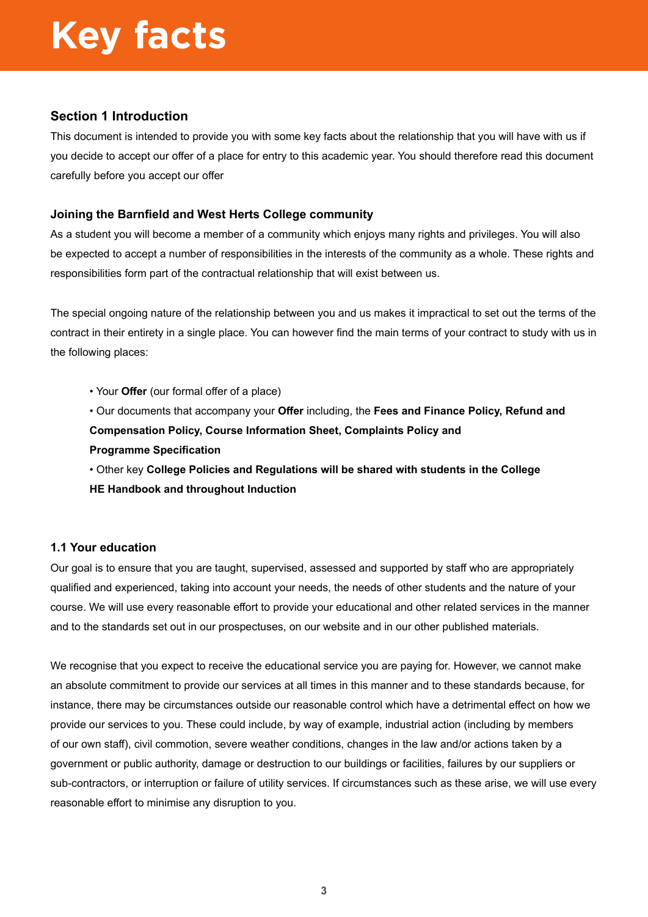# Key facts

### Section 1 Introduction

This document is intended to provide you with some key facts about the relationship that you will have with us if you decide to accept our offer of a place for entry to this academic year. You should therefore read this document carefully before you accept our offer

### Joining the Barnfield and West Herts College community

As a student you will become a member of a community which enjoys many rights and privileges. You will also be expected to accept a number of responsibilities in the interests of the community as a whole. These rights and responsibilities form part of the contractual relationship that will exist between us.

The special ongoing nature of the relationship between you and us makes it impractical to set out the terms of the contract in their entirety in a single place. You can however find the main terms of your contract to study with us in the following places:

- Your **Offer** (our formal offer of a place)
- Our documents that accompany your **Offer** including, the **Fees and Finance Policy, Refund and Compensation Policy, Course Information Sheet, Complaints Policy and Programme Specification**
- Other key **College Policies and Regulations will be shared with students in the College HE Handbook and throughout Induction**

### 1.1 Your education

Our goal is to ensure that you are taught, supervised, assessed and supported by staff who are appropriately qualified and experienced, taking into account your needs, the needs of other students and the nature of your course. We will use every reasonable effort to provide your educational and other related services in the manner and to the standards set out in our prospectuses, on our website and in our other published materials.

We recognise that you expect to receive the educational service you are paying for. However, we cannot make an absolute commitment to provide our services at all times in this manner and to these standards because, for instance, there may be circumstances outside our reasonable control which have a detrimental effect on how we provide our services to you. These could include, by way of example, industrial action (including by members of our own staff), civil commotion, severe weather conditions, changes in the law and/or actions taken by a government or public authority, damage or destruction to our buildings or facilities, failures by our suppliers or sub-contractors, or interruption or failure of utility services. If circumstances such as these arise, we will use every reasonable effort to minimise any disruption to you.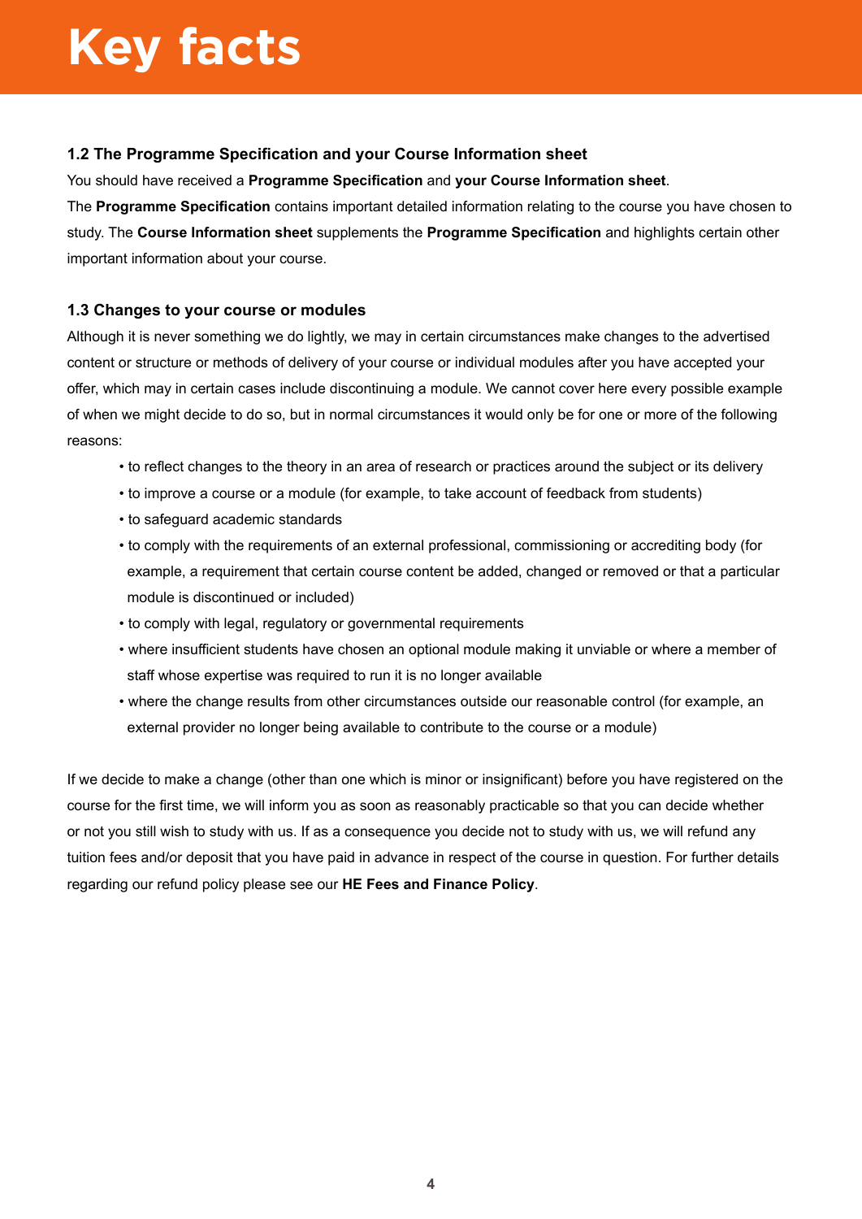# Key facts

### 1.2 The Programme Specification and your Course Information sheet

You should have received a **Programme Specification** and **your Course Information sheet**.

The **Programme Specification** contains important detailed information relating to the course you have chosen to study. The **Course Information sheet** supplements the **Programme Specification** and highlights certain other important information about your course.

### 1.3 Changes to your course or modules

Although it is never something we do lightly, we may in certain circumstances make changes to the advertised content or structure or methods of delivery of your course or individual modules after you have accepted your offer, which may in certain cases include discontinuing a module. We cannot cover here every possible example of when we might decide to do so, but in normal circumstances it would only be for one or more of the following reasons:

- to reflect changes to the theory in an area of research or practices around the subject or its delivery
- to improve a course or a module (for example, to take account of feedback from students)
- to safeguard academic standards
- to comply with the requirements of an external professional, commissioning or accrediting body (for example, a requirement that certain course content be added, changed or removed or that a particular module is discontinued or included)
- to comply with legal, regulatory or governmental requirements
- where insufficient students have chosen an optional module making it unviable or where a member of staff whose expertise was required to run it is no longer available
- where the change results from other circumstances outside our reasonable control (for example, an external provider no longer being available to contribute to the course or a module)

If we decide to make a change (other than one which is minor or insignificant) before you have registered on the course for the first time, we will inform you as soon as reasonably practicable so that you can decide whether or not you still wish to study with us. If as a consequence you decide not to study with us, we will refund any tuition fees and/or deposit that you have paid in advance in respect of the course in question. For further details regarding our refund policy please see our **HE Fees and Finance Policy**.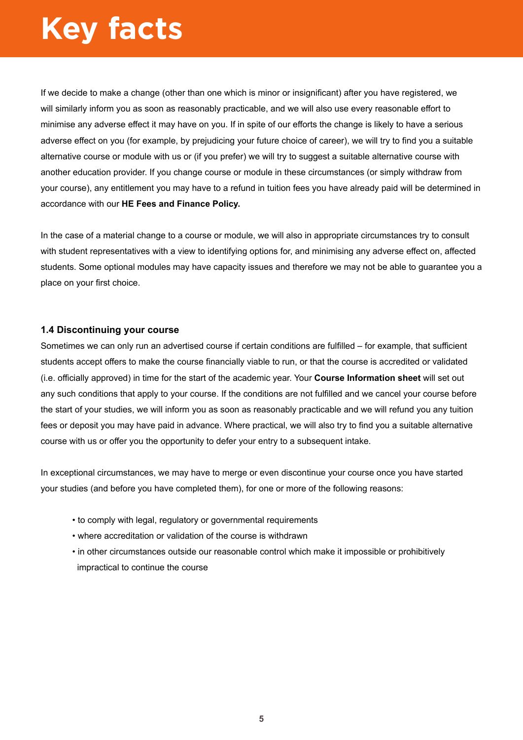# Key facts

If we decide to make a change (other than one which is minor or insignificant) after you have registered, we will similarly inform you as soon as reasonably practicable, and we will also use every reasonable effort to minimise any adverse effect it may have on you. If in spite of our efforts the change is likely to have a serious adverse effect on you (for example, by prejudicing your future choice of career), we will try to find you a suitable alternative course or module with us or (if you prefer) we will try to suggest a suitable alternative course with another education provider. If you change course or module in these circumstances (or simply withdraw from your course), any entitlement you may have to a refund in tuition fees you have already paid will be determined in accordance with our **HE Fees and Finance Policy.**

In the case of a material change to a course or module, we will also in appropriate circumstances try to consult with student representatives with a view to identifying options for, and minimising any adverse effect on, affected students. Some optional modules may have capacity issues and therefore we may not be able to guarantee you a place on your first choice.

### 1.4 Discontinuing your course

Sometimes we can only run an advertised course if certain conditions are fulfilled – for example, that sufficient students accept offers to make the course financially viable to run, or that the course is accredited or validated (i.e. officially approved) in time for the start of the academic year. Your **Course Information sheet** will set out any such conditions that apply to your course. If the conditions are not fulfilled and we cancel your course before the start of your studies, we will inform you as soon as reasonably practicable and we will refund you any tuition fees or deposit you may have paid in advance. Where practical, we will also try to find you a suitable alternative course with us or offer you the opportunity to defer your entry to a subsequent intake.

In exceptional circumstances, we may have to merge or even discontinue your course once you have started your studies (and before you have completed them), for one or more of the following reasons:

- to comply with legal, regulatory or governmental requirements
- where accreditation or validation of the course is withdrawn
- in other circumstances outside our reasonable control which make it impossible or prohibitively impractical to continue the course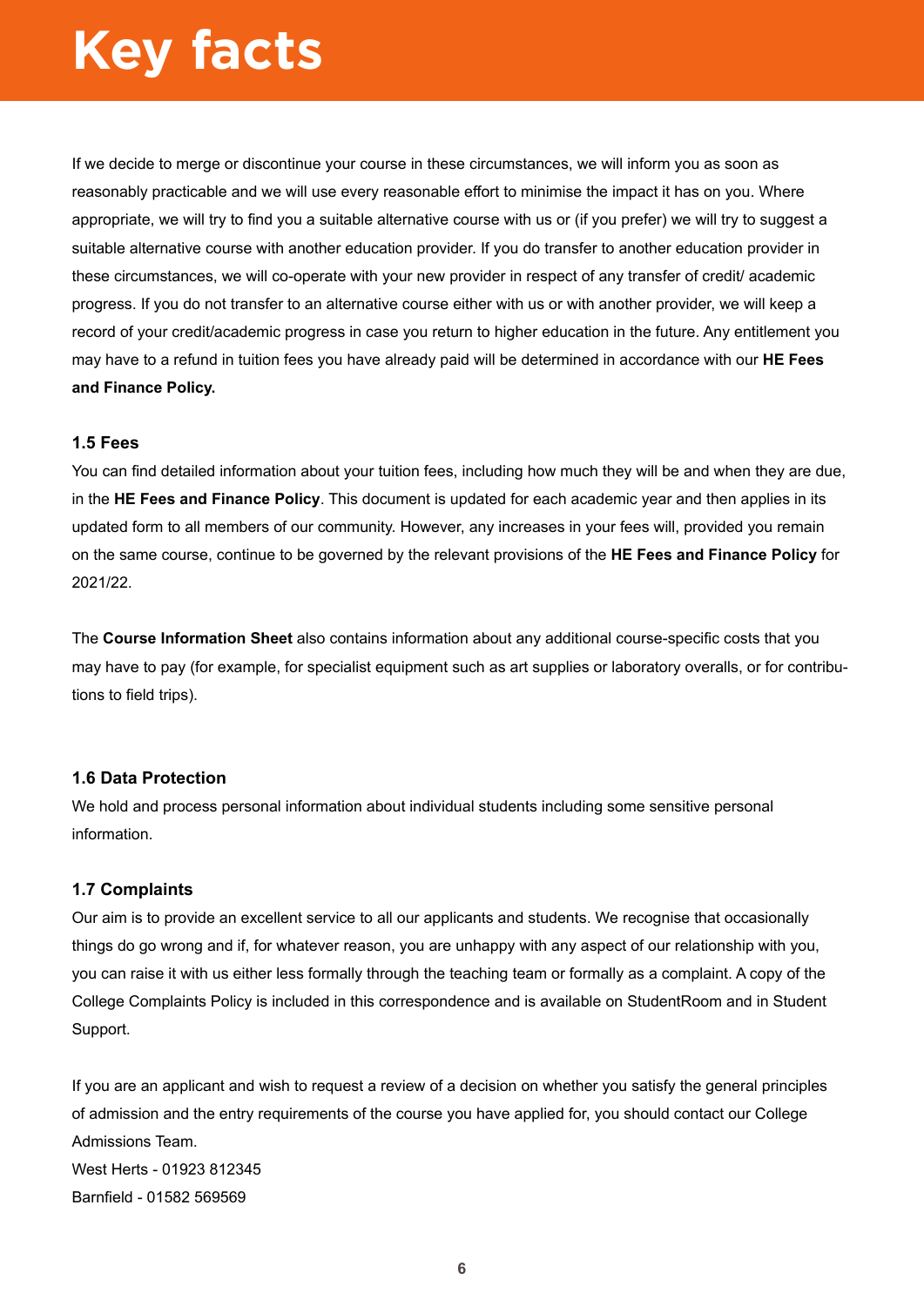# Key facts

If we decide to merge or discontinue your course in these circumstances, we will inform you as soon as reasonably practicable and we will use every reasonable effort to minimise the impact it has on you. Where appropriate, we will try to find you a suitable alternative course with us or (if you prefer) we will try to suggest a suitable alternative course with another education provider. If you do transfer to another education provider in these circumstances, we will co-operate with your new provider in respect of any transfer of credit/ academic progress. If you do not transfer to an alternative course either with us or with another provider, we will keep a record of your credit/academic progress in case you return to higher education in the future. Any entitlement you may have to a refund in tuition fees you have already paid will be determined in accordance with our **HE Fees and Finance Policy.**

### 1.5 Fees

You can find detailed information about your tuition fees, including how much they will be and when they are due, in the **HE Fees and Finance Policy**. This document is updated for each academic year and then applies in its updated form to all members of our community. However, any increases in your fees will, provided you remain on the same course, continue to be governed by the relevant provisions of the **HE Fees and Finance Policy** for 2021/22.

The **Course Information Sheet** also contains information about any additional course-specific costs that you may have to pay (for example, for specialist equipment such as art supplies or laboratory overalls, or for contributions to field trips).

### 1.6 Data Protection

We hold and process personal information about individual students including some sensitive personal information.

### 1.7 Complaints

Our aim is to provide an excellent service to all our applicants and students. We recognise that occasionally things do go wrong and if, for whatever reason, you are unhappy with any aspect of our relationship with you, you can raise it with us either less formally through the teaching team or formally as a complaint. A copy of the College Complaints Policy is included in this correspondence and is available on StudentRoom and in Student Support.

If you are an applicant and wish to request a review of a decision on whether you satisfy the general principles of admission and the entry requirements of the course you have applied for, you should contact our College Admissions Team.
West Herts - 01923 812345
Barnfield - 01582 569569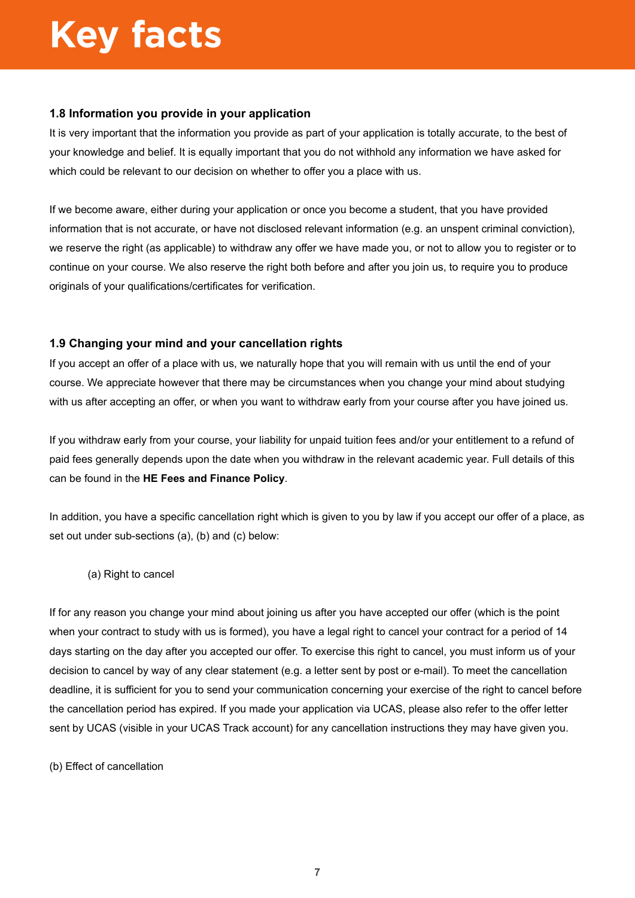# Key facts

### 1.8 Information you provide in your application

It is very important that the information you provide as part of your application is totally accurate, to the best of your knowledge and belief. It is equally important that you do not withhold any information we have asked for which could be relevant to our decision on whether to offer you a place with us.

If we become aware, either during your application or once you become a student, that you have provided information that is not accurate, or have not disclosed relevant information (e.g. an unspent criminal conviction), we reserve the right (as applicable) to withdraw any offer we have made you, or not to allow you to register or to continue on your course. We also reserve the right both before and after you join us, to require you to produce originals of your qualifications/certificates for verification.

### 1.9 Changing your mind and your cancellation rights

If you accept an offer of a place with us, we naturally hope that you will remain with us until the end of your course. We appreciate however that there may be circumstances when you change your mind about studying with us after accepting an offer, or when you want to withdraw early from your course after you have joined us.

If you withdraw early from your course, your liability for unpaid tuition fees and/or your entitlement to a refund of paid fees generally depends upon the date when you withdraw in the relevant academic year. Full details of this can be found in the **HE Fees and Finance Policy**.

In addition, you have a specific cancellation right which is given to you by law if you accept our offer of a place, as set out under sub-sections (a), (b) and (c) below:

(a) Right to cancel

If for any reason you change your mind about joining us after you have accepted our offer (which is the point when your contract to study with us is formed), you have a legal right to cancel your contract for a period of 14 days starting on the day after you accepted our offer. To exercise this right to cancel, you must inform us of your decision to cancel by way of any clear statement (e.g. a letter sent by post or e-mail). To meet the cancellation deadline, it is sufficient for you to send your communication concerning your exercise of the right to cancel before the cancellation period has expired. If you made your application via UCAS, please also refer to the offer letter sent by UCAS (visible in your UCAS Track account) for any cancellation instructions they may have given you.

(b) Effect of cancellation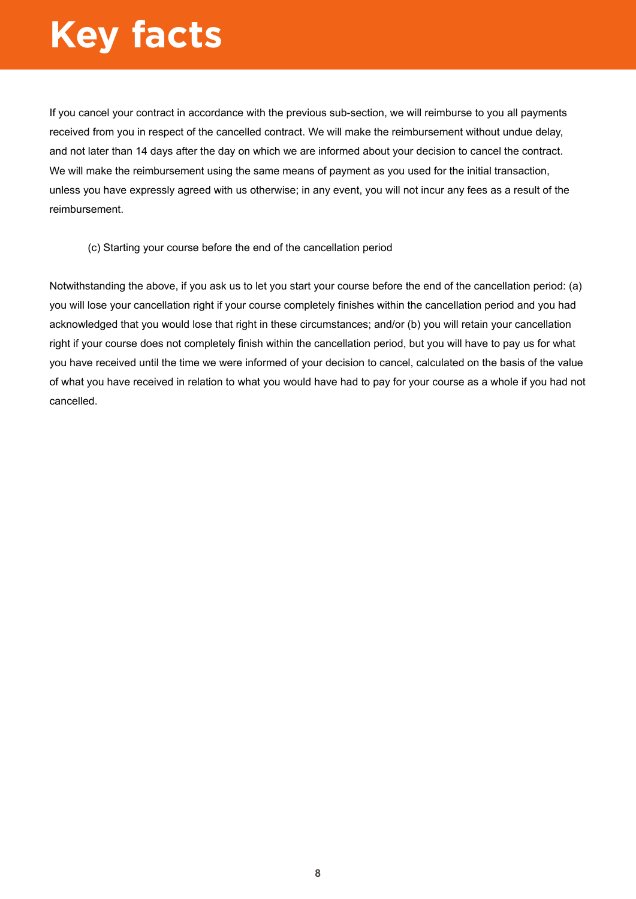# Key facts

If you cancel your contract in accordance with the previous sub-section, we will reimburse to you all payments received from you in respect of the cancelled contract. We will make the reimbursement without undue delay, and not later than 14 days after the day on which we are informed about your decision to cancel the contract. We will make the reimbursement using the same means of payment as you used for the initial transaction, unless you have expressly agreed with us otherwise; in any event, you will not incur any fees as a result of the reimbursement.

(c) Starting your course before the end of the cancellation period

Notwithstanding the above, if you ask us to let you start your course before the end of the cancellation period: (a) you will lose your cancellation right if your course completely finishes within the cancellation period and you had acknowledged that you would lose that right in these circumstances; and/or (b) you will retain your cancellation right if your course does not completely finish within the cancellation period, but you will have to pay us for what you have received until the time we were informed of your decision to cancel, calculated on the basis of the value of what you have received in relation to what you would have had to pay for your course as a whole if you had not cancelled.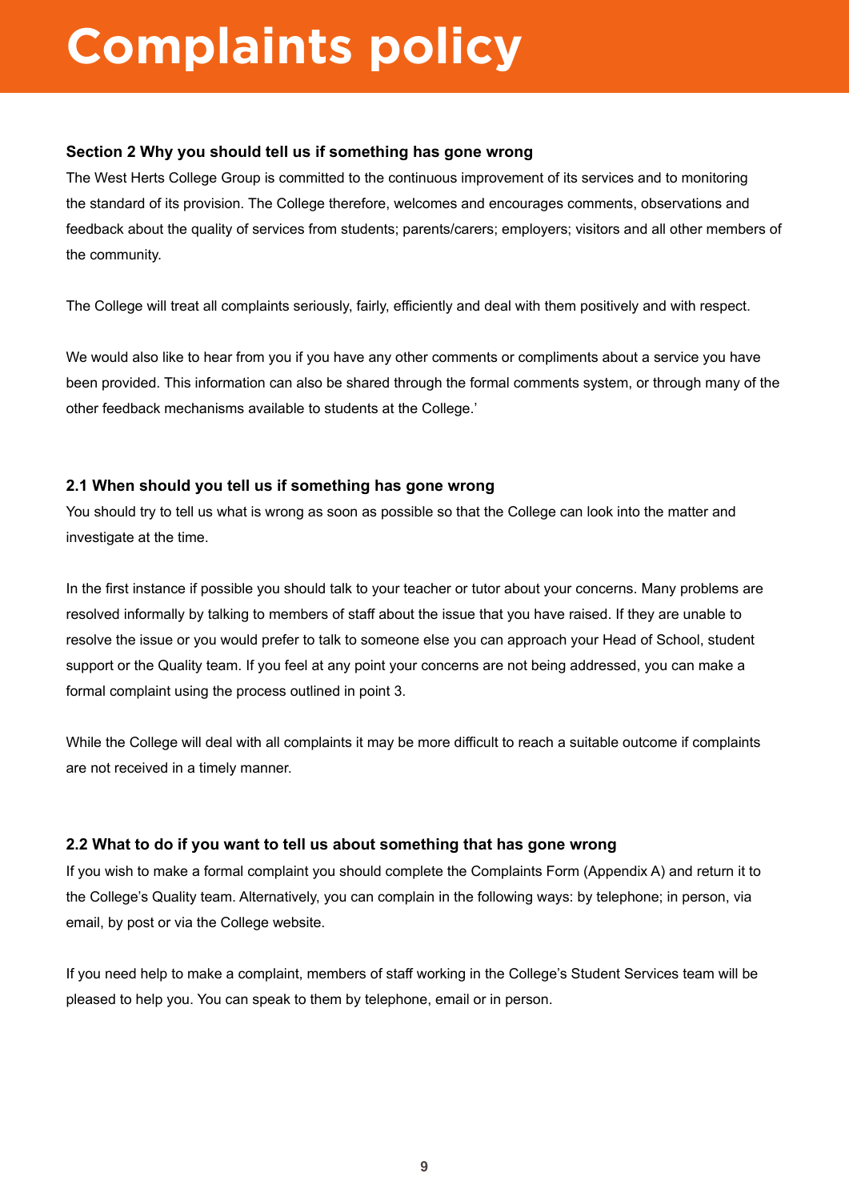# Complaints policy

### Section 2 Why you should tell us if something has gone wrong

The West Herts College Group is committed to the continuous improvement of its services and to monitoring the standard of its provision. The College therefore, welcomes and encourages comments, observations and feedback about the quality of services from students; parents/carers; employers; visitors and all other members of the community.

The College will treat all complaints seriously, fairly, efficiently and deal with them positively and with respect.

We would also like to hear from you if you have any other comments or compliments about a service you have been provided. This information can also be shared through the formal comments system, or through many of the other feedback mechanisms available to students at the College.'

### 2.1 When should you tell us if something has gone wrong

You should try to tell us what is wrong as soon as possible so that the College can look into the matter and investigate at the time.

In the first instance if possible you should talk to your teacher or tutor about your concerns. Many problems are resolved informally by talking to members of staff about the issue that you have raised. If they are unable to resolve the issue or you would prefer to talk to someone else you can approach your Head of School, student support or the Quality team. If you feel at any point your concerns are not being addressed, you can make a formal complaint using the process outlined in point 3.

While the College will deal with all complaints it may be more difficult to reach a suitable outcome if complaints are not received in a timely manner.

### 2.2 What to do if you want to tell us about something that has gone wrong

If you wish to make a formal complaint you should complete the Complaints Form (Appendix A) and return it to the College's Quality team. Alternatively, you can complain in the following ways: by telephone; in person, via email, by post or via the College website.

If you need help to make a complaint, members of staff working in the College's Student Services team will be pleased to help you. You can speak to them by telephone, email or in person.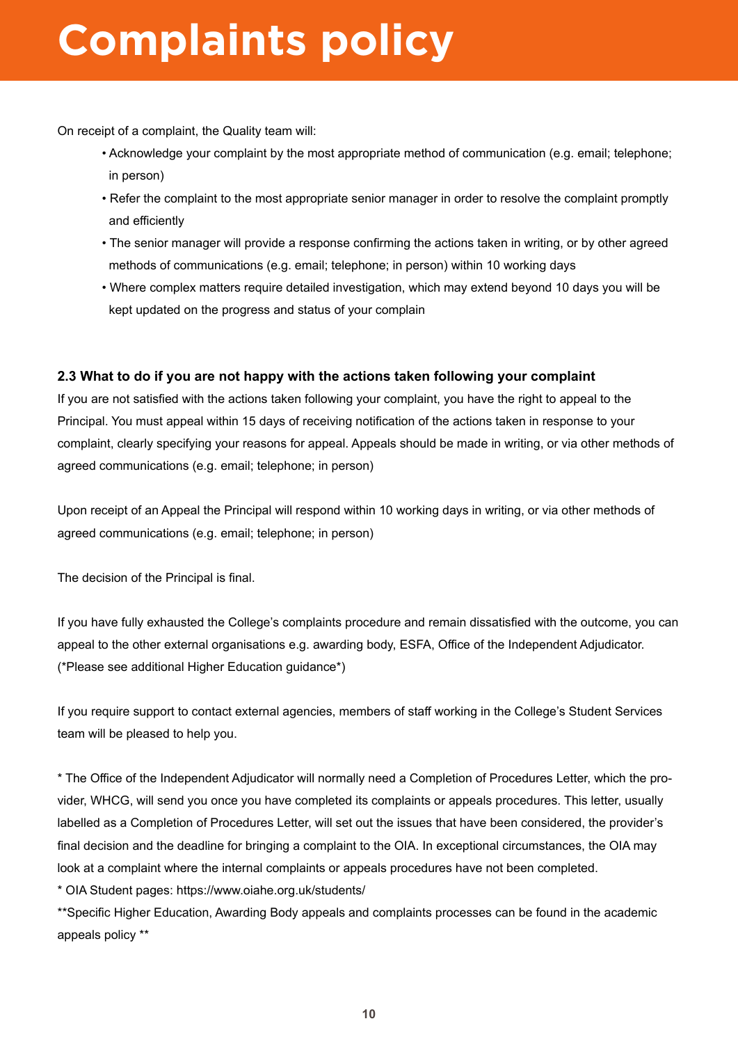# Complaints policy

On receipt of a complaint, the Quality team will:

- Acknowledge your complaint by the most appropriate method of communication (e.g. email; telephone; in person)
- Refer the complaint to the most appropriate senior manager in order to resolve the complaint promptly and efficiently
- The senior manager will provide a response confirming the actions taken in writing, or by other agreed methods of communications (e.g. email; telephone; in person) within 10 working days
- Where complex matters require detailed investigation, which may extend beyond 10 days you will be kept updated on the progress and status of your complain

### 2.3 What to do if you are not happy with the actions taken following your complaint

If you are not satisfied with the actions taken following your complaint, you have the right to appeal to the Principal. You must appeal within 15 days of receiving notification of the actions taken in response to your complaint, clearly specifying your reasons for appeal. Appeals should be made in writing, or via other methods of agreed communications (e.g. email; telephone; in person)

Upon receipt of an Appeal the Principal will respond within 10 working days in writing, or via other methods of agreed communications (e.g. email; telephone; in person)

The decision of the Principal is final.

If you have fully exhausted the College's complaints procedure and remain dissatisfied with the outcome, you can appeal to the other external organisations e.g. awarding body, ESFA, Office of the Independent Adjudicator. (*Please see additional Higher Education guidance*)

If you require support to contact external agencies, members of staff working in the College's Student Services team will be pleased to help you.

* The Office of the Independent Adjudicator will normally need a Completion of Procedures Letter, which the provider, WHCG, will send you once you have completed its complaints or appeals procedures. This letter, usually labelled as a Completion of Procedures Letter, will set out the issues that have been considered, the provider's final decision and the deadline for bringing a complaint to the OIA. In exceptional circumstances, the OIA may look at a complaint where the internal complaints or appeals procedures have not been completed.

* OIA Student pages: https://www.oiahe.org.uk/students/

**Specific Higher Education, Awarding Body appeals and complaints processes can be found in the academic appeals policy **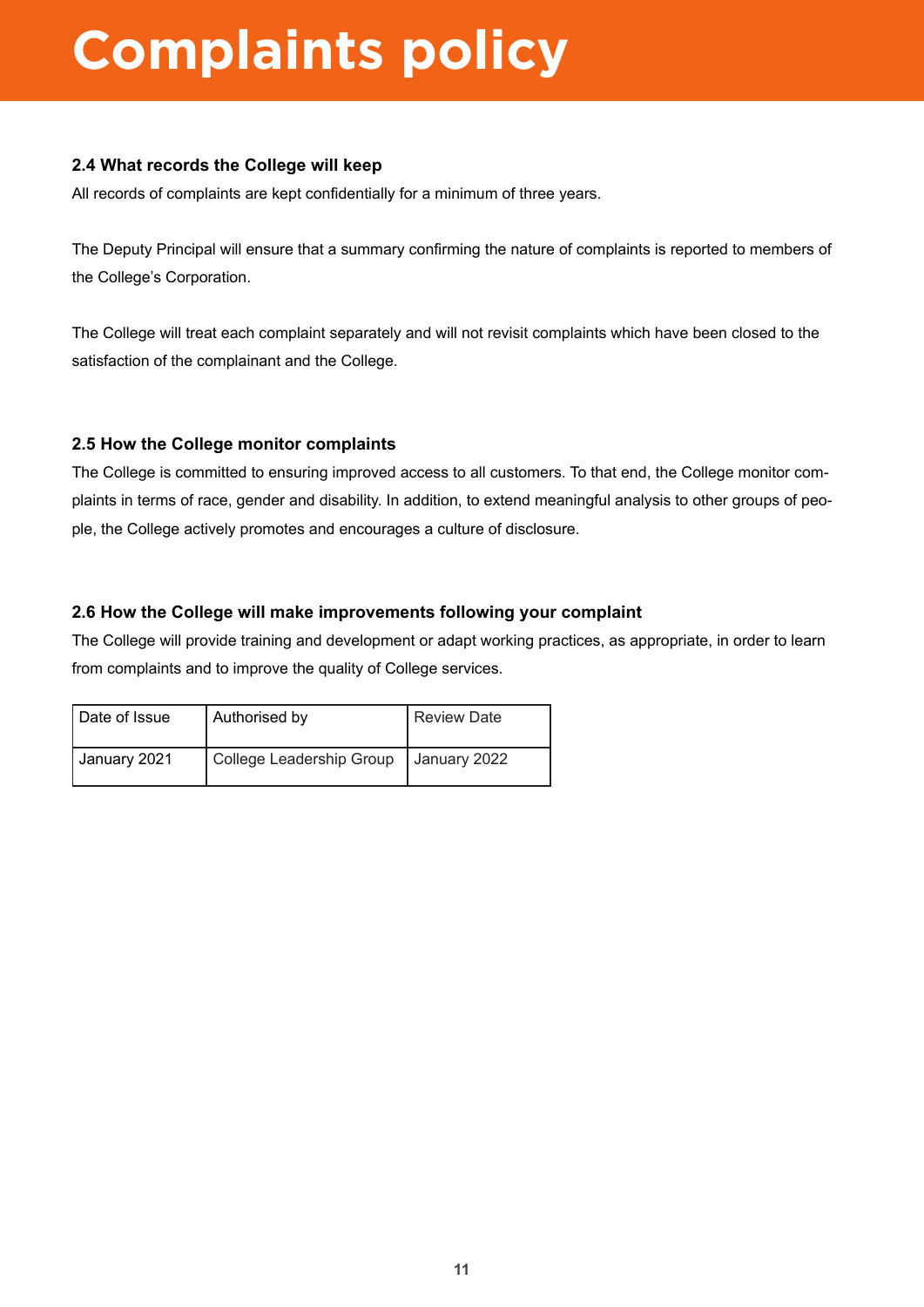# Complaints policy

### 2.4 What records the College will keep

All records of complaints are kept confidentially for a minimum of three years.

The Deputy Principal will ensure that a summary confirming the nature of complaints is reported to members of the College's Corporation.

The College will treat each complaint separately and will not revisit complaints which have been closed to the satisfaction of the complainant and the College.

### 2.5 How the College monitor complaints

The College is committed to ensuring improved access to all customers. To that end, the College monitor complaints in terms of race, gender and disability. In addition, to extend meaningful analysis to other groups of people, the College actively promotes and encourages a culture of disclosure.

### 2.6 How the College will make improvements following your complaint

The College will provide training and development or adapt working practices, as appropriate, in order to learn from complaints and to improve the quality of College services.

| Date of Issue | Authorised by | Review Date |
|---|---|---|
| January 2021 | College Leadership Group | January 2022 |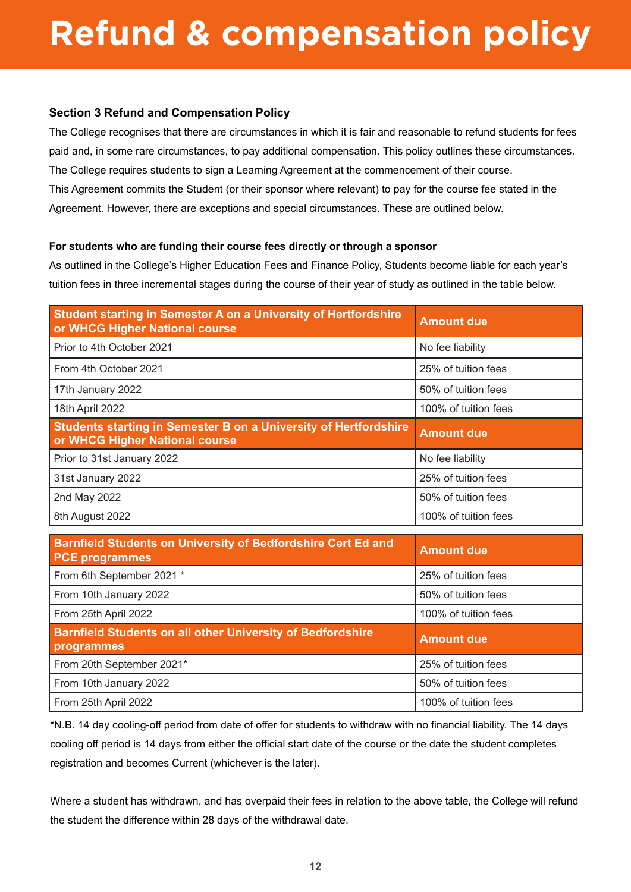# Refund & compensation policy

### Section 3 Refund and Compensation Policy

The College recognises that there are circumstances in which it is fair and reasonable to refund students for fees paid and, in some rare circumstances, to pay additional compensation. This policy outlines these circumstances. The College requires students to sign a Learning Agreement at the commencement of their course. This Agreement commits the Student (or their sponsor where relevant) to pay for the course fee stated in the Agreement. However, there are exceptions and special circumstances. These are outlined below.

**For students who are funding their course fees directly or through a sponsor**

As outlined in the College's Higher Education Fees and Finance Policy, Students become liable for each year's tuition fees in three incremental stages during the course of their year of study as outlined in the table below.

| Student starting in Semester A on a University of Hertfordshire or WHCG Higher National course | Amount due |
|---|---|
| Prior to 4th October 2021 | No fee liability |
| From 4th October 2021 | 25% of tuition fees |
| 17th January 2022 | 50% of tuition fees |
| 18th April 2022 | 100% of tuition fees |
| **Students starting in Semester B on a University of Hertfordshire or WHCG Higher National course** | **Amount due** |
| Prior to 31st January 2022 | No fee liability |
| 31st January 2022 | 25% of tuition fees |
| 2nd May 2022 | 50% of tuition fees |
| 8th August 2022 | 100% of tuition fees |

| Barnfield Students on University of Bedfordshire Cert Ed and PCE programmes | Amount due |
|---|---|
| From 6th September 2021 * | 25% of tuition fees |
| From 10th January 2022 | 50% of tuition fees |
| From 25th April 2022 | 100% of tuition fees |
| **Barnfield Students on all other University of Bedfordshire programmes** | **Amount due** |
| From 20th September 2021* | 25% of tuition fees |
| From 10th January 2022 | 50% of tuition fees |
| From 25th April 2022 | 100% of tuition fees |

*N.B. 14 day cooling-off period from date of offer for students to withdraw with no financial liability. The 14 days cooling off period is 14 days from either the official start date of the course or the date the student completes registration and becomes Current (whichever is the later).

Where a student has withdrawn, and has overpaid their fees in relation to the above table, the College will refund the student the difference within 28 days of the withdrawal date.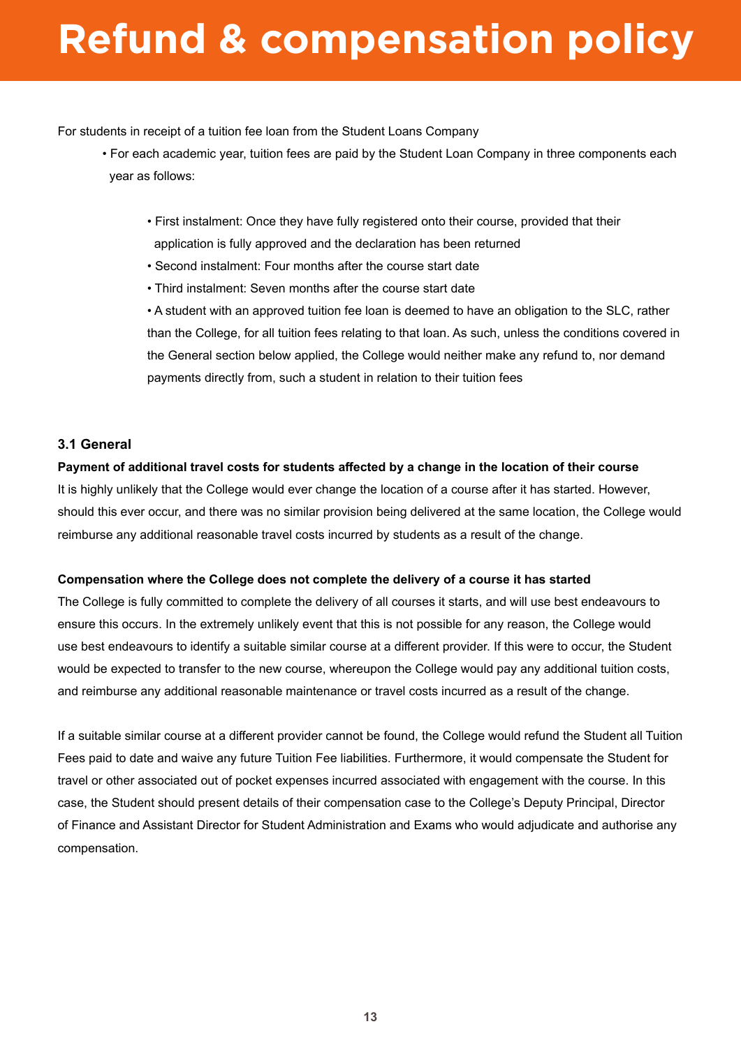# Refund & compensation policy

For students in receipt of a tuition fee loan from the Student Loans Company

- For each academic year, tuition fees are paid by the Student Loan Company in three components each year as follows:

  - First instalment: Once they have fully registered onto their course, provided that their application is fully approved and the declaration has been returned
  - Second instalment: Four months after the course start date
  - Third instalment: Seven months after the course start date
  - A student with an approved tuition fee loan is deemed to have an obligation to the SLC, rather than the College, for all tuition fees relating to that loan. As such, unless the conditions covered in the General section below applied, the College would neither make any refund to, nor demand payments directly from, such a student in relation to their tuition fees

### 3.1 General

**Payment of additional travel costs for students affected by a change in the location of their course**

It is highly unlikely that the College would ever change the location of a course after it has started. However, should this ever occur, and there was no similar provision being delivered at the same location, the College would reimburse any additional reasonable travel costs incurred by students as a result of the change.

**Compensation where the College does not complete the delivery of a course it has started**

The College is fully committed to complete the delivery of all courses it starts, and will use best endeavours to ensure this occurs. In the extremely unlikely event that this is not possible for any reason, the College would use best endeavours to identify a suitable similar course at a different provider. If this were to occur, the Student would be expected to transfer to the new course, whereupon the College would pay any additional tuition costs, and reimburse any additional reasonable maintenance or travel costs incurred as a result of the change.

If a suitable similar course at a different provider cannot be found, the College would refund the Student all Tuition Fees paid to date and waive any future Tuition Fee liabilities. Furthermore, it would compensate the Student for travel or other associated out of pocket expenses incurred associated with engagement with the course. In this case, the Student should present details of their compensation case to the College's Deputy Principal, Director of Finance and Assistant Director for Student Administration and Exams who would adjudicate and authorise any compensation.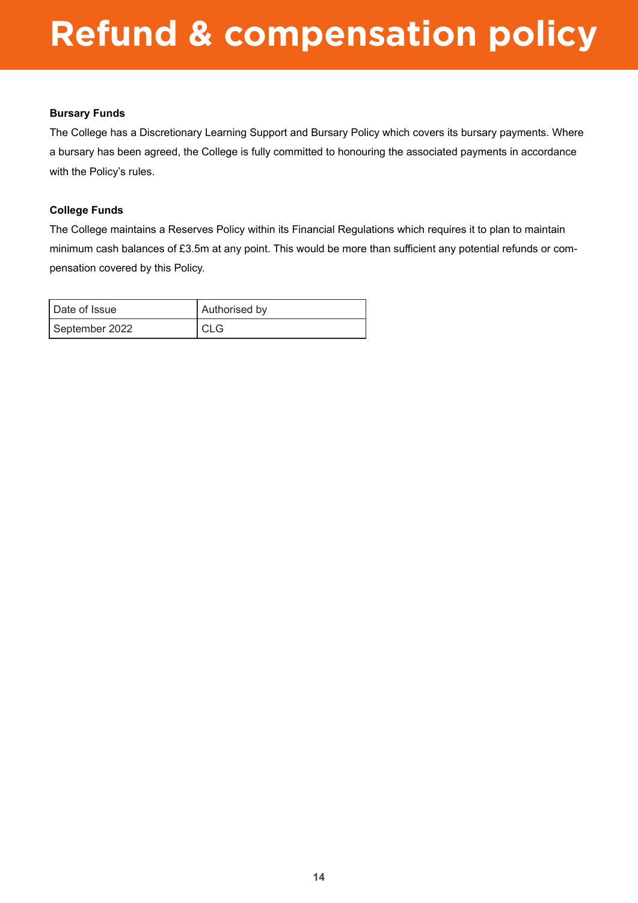# Refund & compensation policy

**Bursary Funds**

The College has a Discretionary Learning Support and Bursary Policy which covers its bursary payments. Where a bursary has been agreed, the College is fully committed to honouring the associated payments in accordance with the Policy's rules.

**College Funds**

The College maintains a Reserves Policy within its Financial Regulations which requires it to plan to maintain minimum cash balances of £3.5m at any point. This would be more than sufficient any potential refunds or compensation covered by this Policy.

| Date of Issue | Authorised by |
| --- | --- |
| September 2022 | CLG |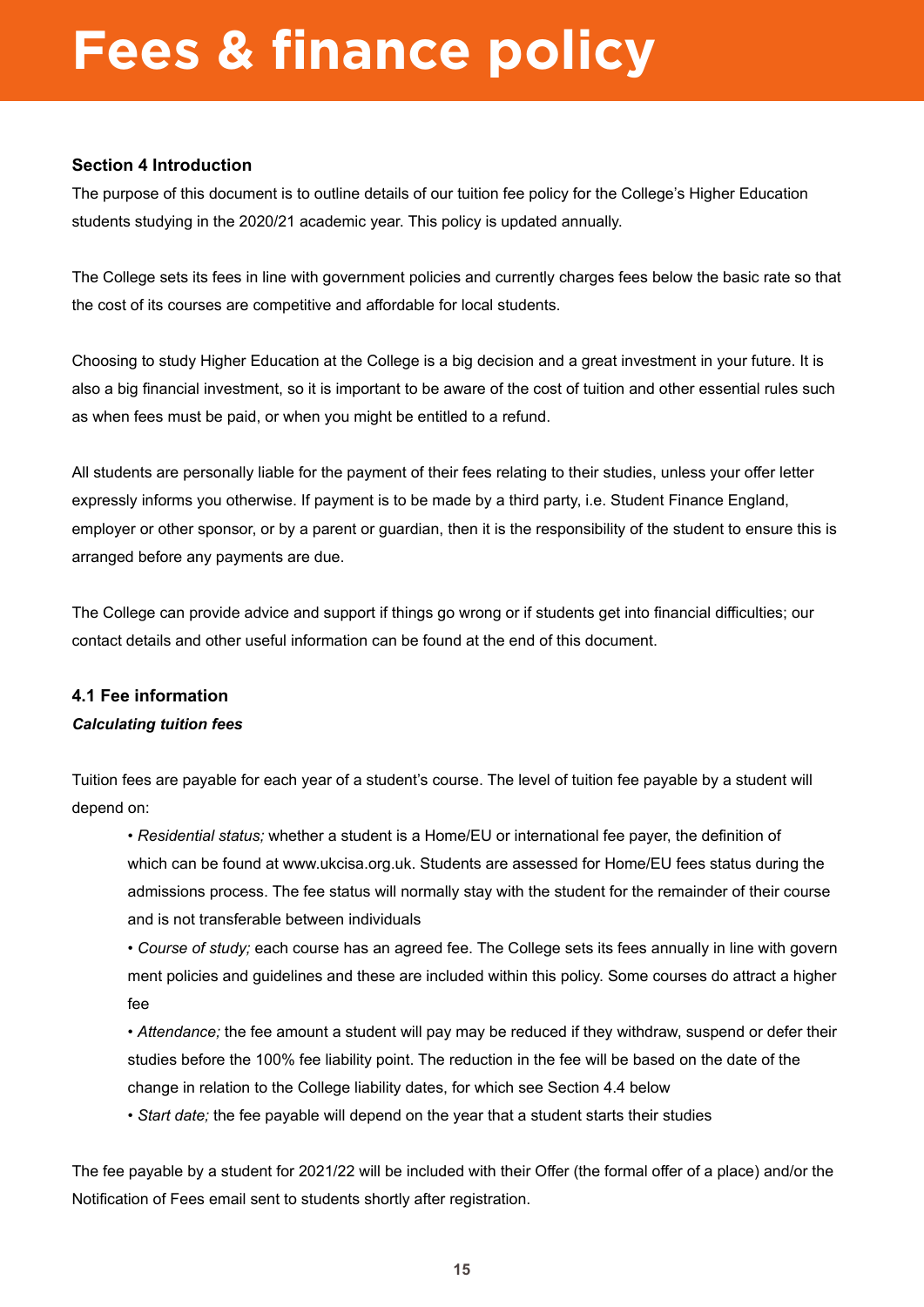# Fees & finance policy

**Section 4 Introduction**

The purpose of this document is to outline details of our tuition fee policy for the College's Higher Education students studying in the 2020/21 academic year. This policy is updated annually.

The College sets its fees in line with government policies and currently charges fees below the basic rate so that the cost of its courses are competitive and affordable for local students.

Choosing to study Higher Education at the College is a big decision and a great investment in your future. It is also a big financial investment, so it is important to be aware of the cost of tuition and other essential rules such as when fees must be paid, or when you might be entitled to a refund.

All students are personally liable for the payment of their fees relating to their studies, unless your offer letter expressly informs you otherwise. If payment is to be made by a third party, i.e. Student Finance England, employer or other sponsor, or by a parent or guardian, then it is the responsibility of the student to ensure this is arranged before any payments are due.

The College can provide advice and support if things go wrong or if students get into financial difficulties; our contact details and other useful information can be found at the end of this document.

**4.1 Fee information**

***Calculating tuition fees***

Tuition fees are payable for each year of a student's course. The level of tuition fee payable by a student will depend on:

- *Residential status;* whether a student is a Home/EU or international fee payer, the definition of which can be found at www.ukcisa.org.uk. Students are assessed for Home/EU fees status during the admissions process. The fee status will normally stay with the student for the remainder of their course and is not transferable between individuals
- *Course of study;* each course has an agreed fee. The College sets its fees annually in line with government policies and guidelines and these are included within this policy. Some courses do attract a higher fee
- *Attendance;* the fee amount a student will pay may be reduced if they withdraw, suspend or defer their studies before the 100% fee liability point. The reduction in the fee will be based on the date of the change in relation to the College liability dates, for which see Section 4.4 below
- *Start date;* the fee payable will depend on the year that a student starts their studies

The fee payable by a student for 2021/22 will be included with their Offer (the formal offer of a place) and/or the Notification of Fees email sent to students shortly after registration.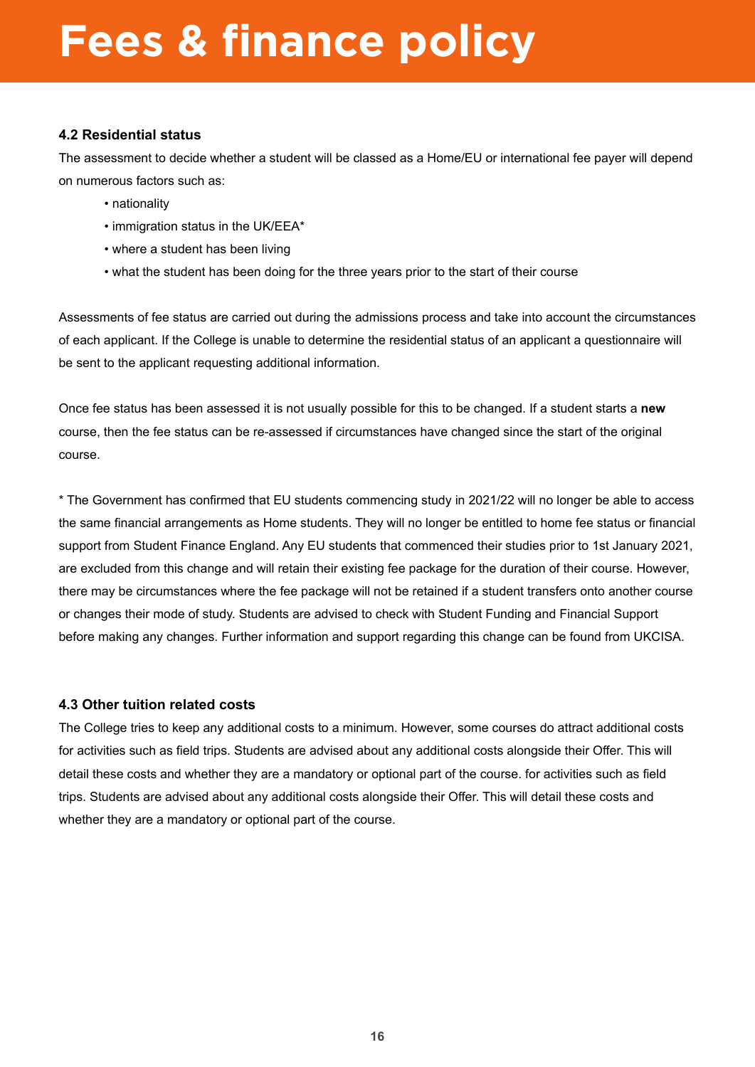# Fees & finance policy

### 4.2 Residential status

The assessment to decide whether a student will be classed as a Home/EU or international fee payer will depend on numerous factors such as:

- nationality
- immigration status in the UK/EEA*
- where a student has been living
- what the student has been doing for the three years prior to the start of their course

Assessments of fee status are carried out during the admissions process and take into account the circumstances of each applicant. If the College is unable to determine the residential status of an applicant a questionnaire will be sent to the applicant requesting additional information.

Once fee status has been assessed it is not usually possible for this to be changed. If a student starts a **new** course, then the fee status can be re-assessed if circumstances have changed since the start of the original course.

* The Government has confirmed that EU students commencing study in 2021/22 will no longer be able to access the same financial arrangements as Home students. They will no longer be entitled to home fee status or financial support from Student Finance England. Any EU students that commenced their studies prior to 1st January 2021, are excluded from this change and will retain their existing fee package for the duration of their course. However, there may be circumstances where the fee package will not be retained if a student transfers onto another course or changes their mode of study. Students are advised to check with Student Funding and Financial Support before making any changes. Further information and support regarding this change can be found from UKCISA.

### 4.3 Other tuition related costs

The College tries to keep any additional costs to a minimum. However, some courses do attract additional costs for activities such as field trips. Students are advised about any additional costs alongside their Offer. This will detail these costs and whether they are a mandatory or optional part of the course. for activities such as field trips. Students are advised about any additional costs alongside their Offer. This will detail these costs and whether they are a mandatory or optional part of the course.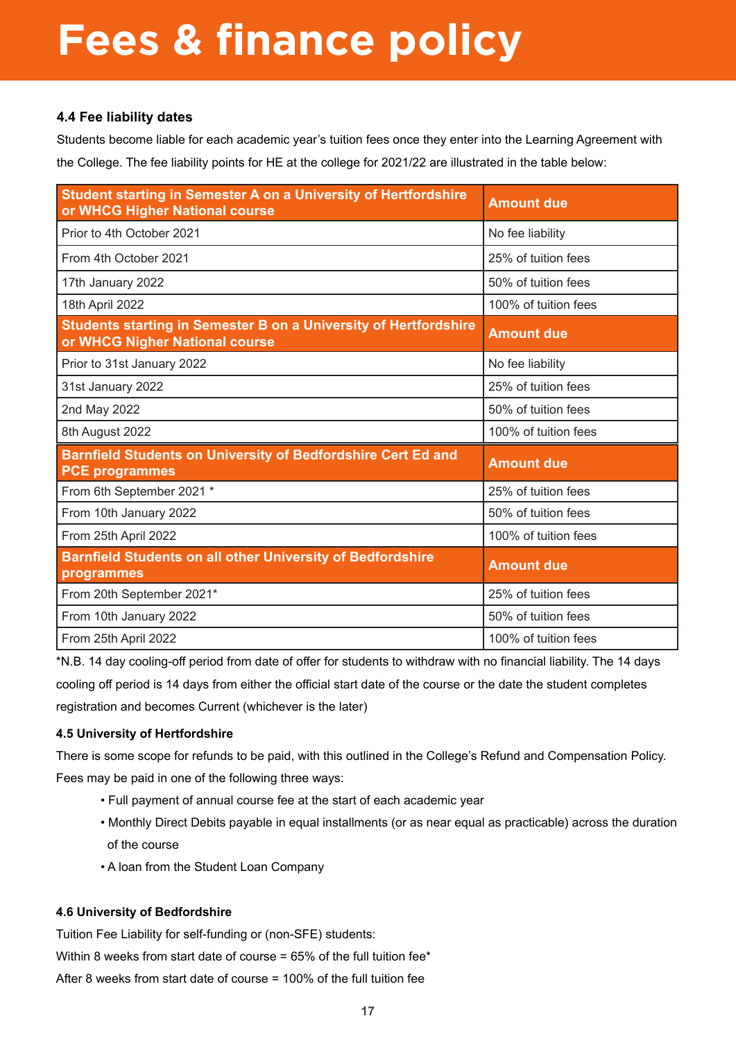# Fees & finance policy

### 4.4 Fee liability dates

Students become liable for each academic year's tuition fees once they enter into the Learning Agreement with the College. The fee liability points for HE at the college for 2021/22 are illustrated in the table below:

| Student starting in Semester A on a University of Hertfordshire or WHCG Higher National course | Amount due |
|---|---|
| Prior to 4th October 2021 | No fee liability |
| From 4th October 2021 | 25% of tuition fees |
| 17th January 2022 | 50% of tuition fees |
| 18th April 2022 | 100% of tuition fees |
| **Students starting in Semester B on a University of Hertfordshire or WHCG Nigher National course** | **Amount due** |
| Prior to 31st January 2022 | No fee liability |
| 31st January 2022 | 25% of tuition fees |
| 2nd May 2022 | 50% of tuition fees |
| 8th August 2022 | 100% of tuition fees |
| **Barnfield Students on University of Bedfordshire Cert Ed and PCE programmes** | **Amount due** |
| From 6th September 2021 * | 25% of tuition fees |
| From 10th January 2022 | 50% of tuition fees |
| From 25th April 2022 | 100% of tuition fees |
| **Barnfield Students on all other University of Bedfordshire programmes** | **Amount due** |
| From 20th September 2021* | 25% of tuition fees |
| From 10th January 2022 | 50% of tuition fees |
| From 25th April 2022 | 100% of tuition fees |

*N.B. 14 day cooling-off period from date of offer for students to withdraw with no financial liability. The 14 days cooling off period is 14 days from either the official start date of the course or the date the student completes registration and becomes Current (whichever is the later)

### 4.5 University of Hertfordshire

There is some scope for refunds to be paid, with this outlined in the College's Refund and Compensation Policy. Fees may be paid in one of the following three ways:

- Full payment of annual course fee at the start of each academic year
- Monthly Direct Debits payable in equal installments (or as near equal as practicable) across the duration of the course
- A loan from the Student Loan Company

### 4.6 University of Bedfordshire

Tuition Fee Liability for self-funding or (non-SFE) students:

Within 8 weeks from start date of course = 65% of the full tuition fee*

After 8 weeks from start date of course = 100% of the full tuition fee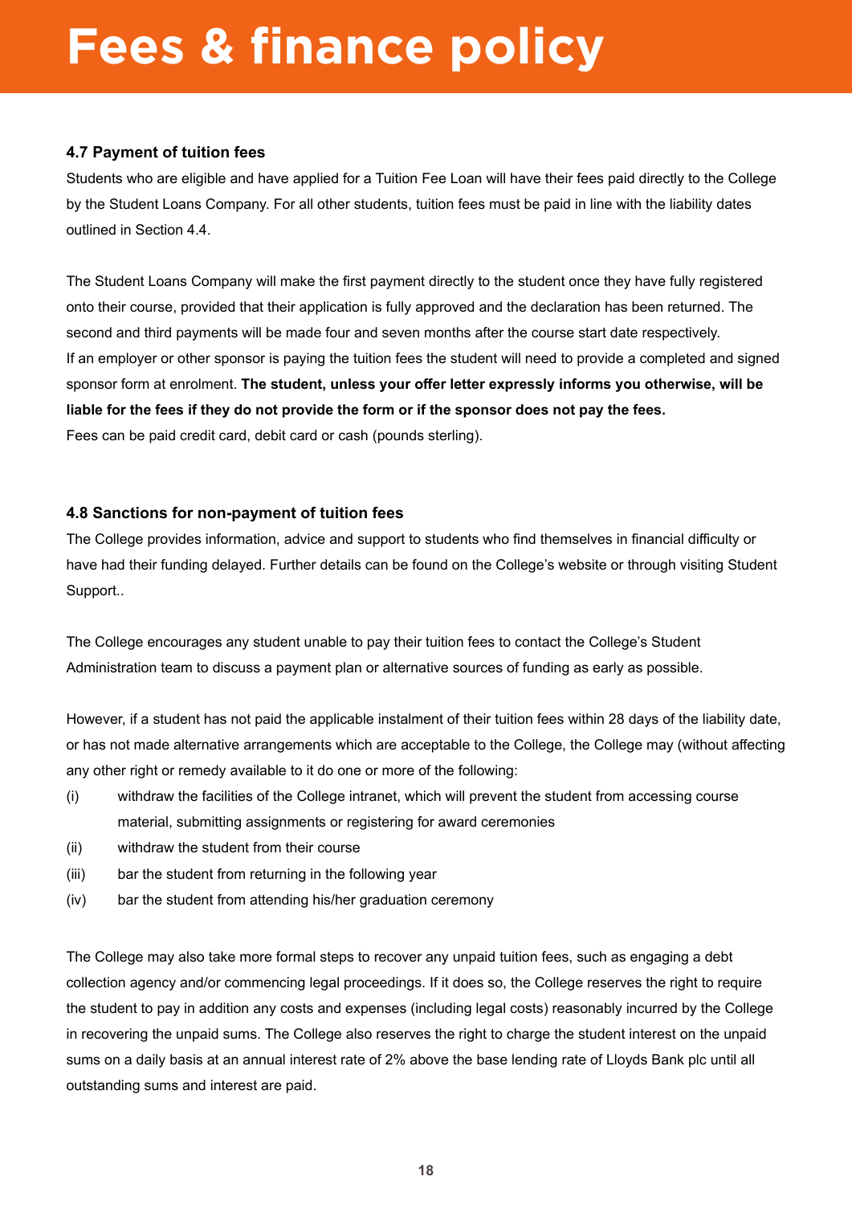# Fees & finance policy

### 4.7 Payment of tuition fees

Students who are eligible and have applied for a Tuition Fee Loan will have their fees paid directly to the College by the Student Loans Company. For all other students, tuition fees must be paid in line with the liability dates outlined in Section 4.4.

The Student Loans Company will make the first payment directly to the student once they have fully registered onto their course, provided that their application is fully approved and the declaration has been returned. The second and third payments will be made four and seven months after the course start date respectively.
If an employer or other sponsor is paying the tuition fees the student will need to provide a completed and signed sponsor form at enrolment. **The student, unless your offer letter expressly informs you otherwise, will be liable for the fees if they do not provide the form or if the sponsor does not pay the fees.**
Fees can be paid credit card, debit card or cash (pounds sterling).

### 4.8 Sanctions for non-payment of tuition fees

The College provides information, advice and support to students who find themselves in financial difficulty or have had their funding delayed. Further details can be found on the College's website or through visiting Student Support..

The College encourages any student unable to pay their tuition fees to contact the College's Student Administration team to discuss a payment plan or alternative sources of funding as early as possible.

However, if a student has not paid the applicable instalment of their tuition fees within 28 days of the liability date, or has not made alternative arrangements which are acceptable to the College, the College may (without affecting any other right or remedy available to it do one or more of the following:

(i) withdraw the facilities of the College intranet, which will prevent the student from accessing course material, submitting assignments or registering for award ceremonies

(ii) withdraw the student from their course

(iii) bar the student from returning in the following year

(iv) bar the student from attending his/her graduation ceremony

The College may also take more formal steps to recover any unpaid tuition fees, such as engaging a debt collection agency and/or commencing legal proceedings. If it does so, the College reserves the right to require the student to pay in addition any costs and expenses (including legal costs) reasonably incurred by the College in recovering the unpaid sums. The College also reserves the right to charge the student interest on the unpaid sums on a daily basis at an annual interest rate of 2% above the base lending rate of Lloyds Bank plc until all outstanding sums and interest are paid.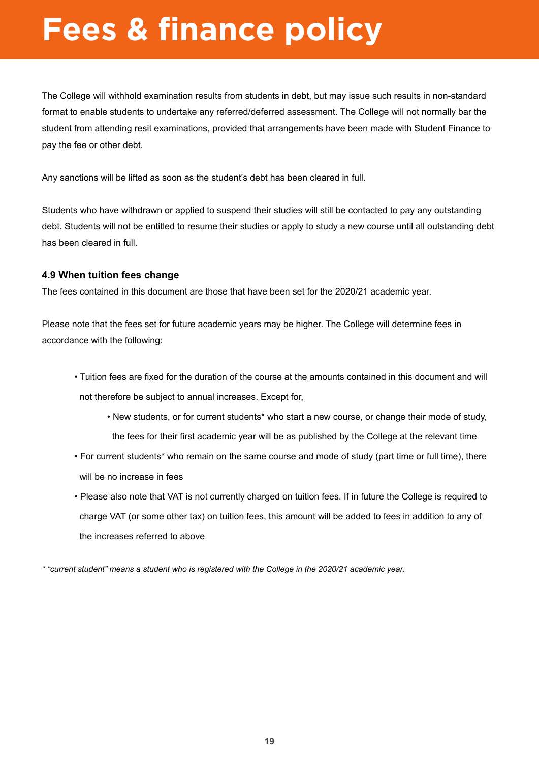# Fees & finance policy

The College will withhold examination results from students in debt, but may issue such results in non-standard format to enable students to undertake any referred/deferred assessment. The College will not normally bar the student from attending resit examinations, provided that arrangements have been made with Student Finance to pay the fee or other debt.

Any sanctions will be lifted as soon as the student's debt has been cleared in full.

Students who have withdrawn or applied to suspend their studies will still be contacted to pay any outstanding debt. Students will not be entitled to resume their studies or apply to study a new course until all outstanding debt has been cleared in full.

### 4.9 When tuition fees change

The fees contained in this document are those that have been set for the 2020/21 academic year.

Please note that the fees set for future academic years may be higher. The College will determine fees in accordance with the following:

- Tuition fees are fixed for the duration of the course at the amounts contained in this document and will not therefore be subject to annual increases. Except for,
    - New students, or for current students* who start a new course, or change their mode of study, the fees for their first academic year will be as published by the College at the relevant time
- For current students* who remain on the same course and mode of study (part time or full time), there will be no increase in fees
- Please also note that VAT is not currently charged on tuition fees. If in future the College is required to charge VAT (or some other tax) on tuition fees, this amount will be added to fees in addition to any of the increases referred to above

*\* "current student" means a student who is registered with the College in the 2020/21 academic year.*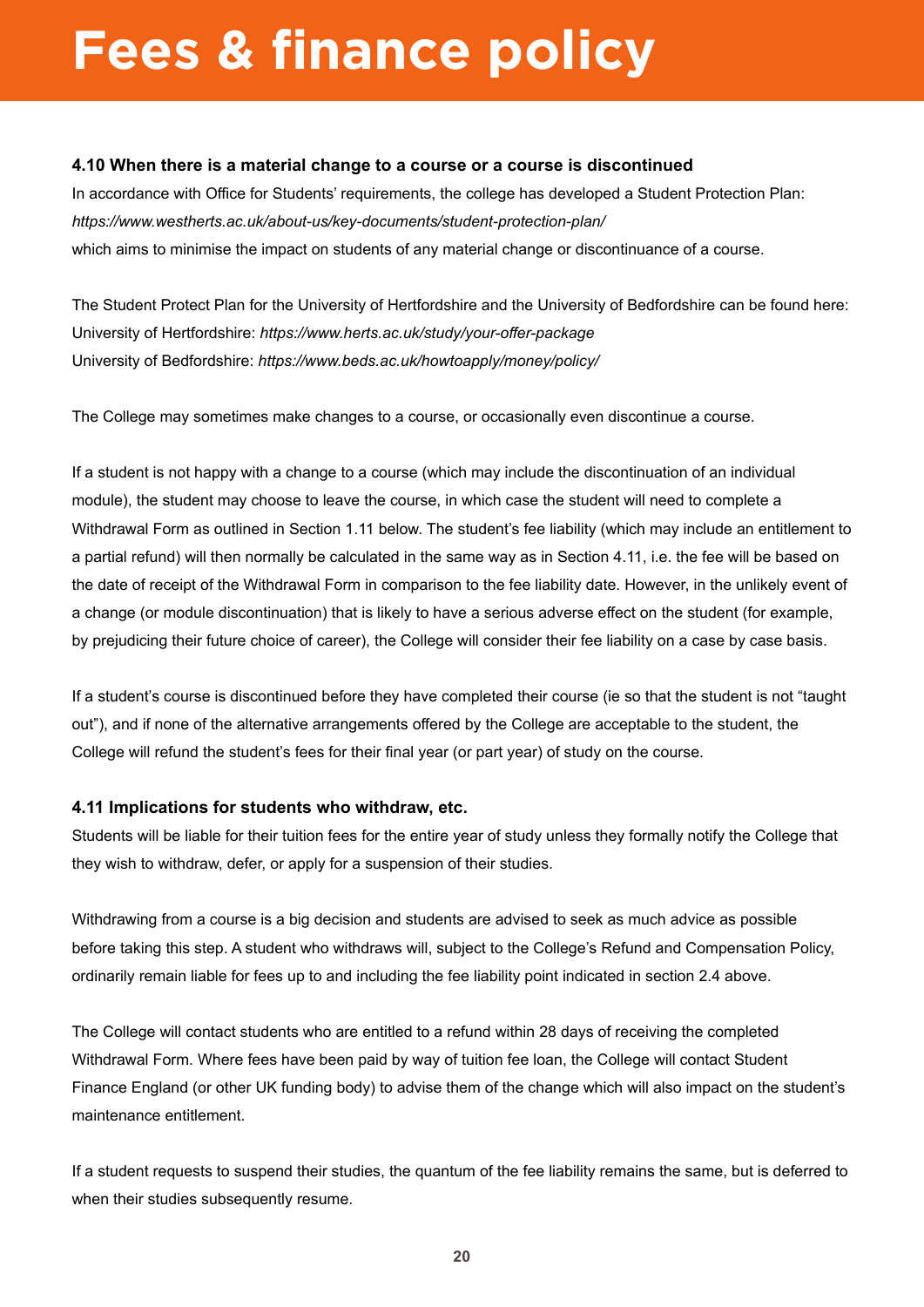# Fees & finance policy

### 4.10 When there is a material change to a course or a course is discontinued

In accordance with Office for Students' requirements, the college has developed a Student Protection Plan:
*https://www.westherts.ac.uk/about-us/key-documents/student-protection-plan/*
which aims to minimise the impact on students of any material change or discontinuance of a course.

The Student Protect Plan for the University of Hertfordshire and the University of Bedfordshire can be found here:
University of Hertfordshire: *https://www.herts.ac.uk/study/your-offer-package*
University of Bedfordshire: *https://www.beds.ac.uk/howtoapply/money/policy/*

The College may sometimes make changes to a course, or occasionally even discontinue a course.

If a student is not happy with a change to a course (which may include the discontinuation of an individual module), the student may choose to leave the course, in which case the student will need to complete a Withdrawal Form as outlined in Section 1.11 below. The student's fee liability (which may include an entitlement to a partial refund) will then normally be calculated in the same way as in Section 4.11, i.e. the fee will be based on the date of receipt of the Withdrawal Form in comparison to the fee liability date. However, in the unlikely event of a change (or module discontinuation) that is likely to have a serious adverse effect on the student (for example, by prejudicing their future choice of career), the College will consider their fee liability on a case by case basis.

If a student's course is discontinued before they have completed their course (ie so that the student is not "taught out"), and if none of the alternative arrangements offered by the College are acceptable to the student, the College will refund the student's fees for their final year (or part year) of study on the course.

### 4.11 Implications for students who withdraw, etc.

Students will be liable for their tuition fees for the entire year of study unless they formally notify the College that they wish to withdraw, defer, or apply for a suspension of their studies.

Withdrawing from a course is a big decision and students are advised to seek as much advice as possible before taking this step. A student who withdraws will, subject to the College's Refund and Compensation Policy, ordinarily remain liable for fees up to and including the fee liability point indicated in section 2.4 above.

The College will contact students who are entitled to a refund within 28 days of receiving the completed Withdrawal Form. Where fees have been paid by way of tuition fee loan, the College will contact Student Finance England (or other UK funding body) to advise them of the change which will also impact on the student's maintenance entitlement.

If a student requests to suspend their studies, the quantum of the fee liability remains the same, but is deferred to when their studies subsequently resume.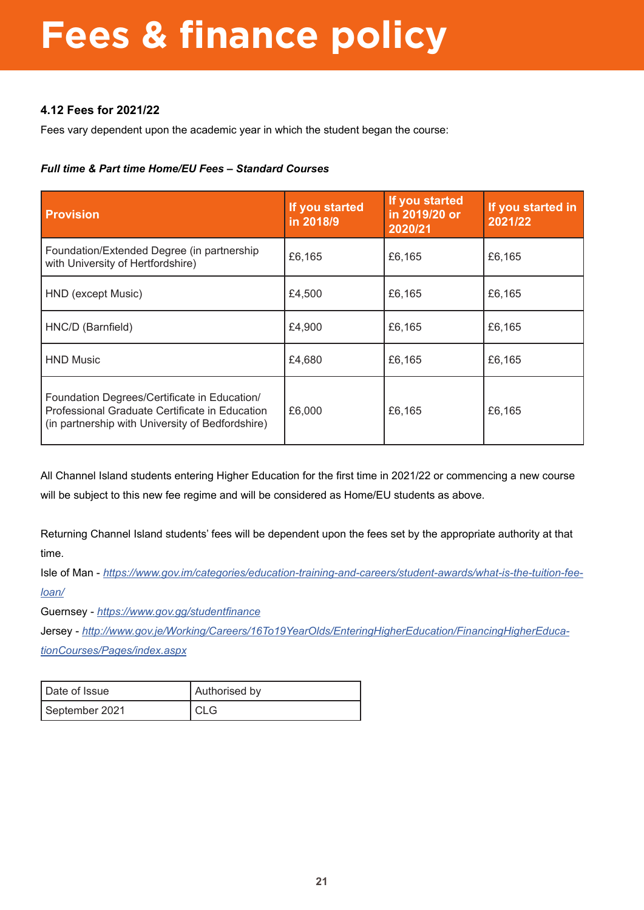# Fees & finance policy

### 4.12 Fees for 2021/22

Fees vary dependent upon the academic year in which the student began the course:

***Full time & Part time Home/EU Fees – Standard Courses***

| Provision | If you started in 2018/9 | If you started in 2019/20 or 2020/21 | If you started in 2021/22 |
|---|---|---|---|
| Foundation/Extended Degree (in partnership with University of Hertfordshire) | £6,165 | £6,165 | £6,165 |
| HND (except Music) | £4,500 | £6,165 | £6,165 |
| HNC/D (Barnfield) | £4,900 | £6,165 | £6,165 |
| HND Music | £4,680 | £6,165 | £6,165 |
| Foundation Degrees/Certificate in Education/ Professional Graduate Certificate in Education (in partnership with University of Bedfordshire) | £6,000 | £6,165 | £6,165 |

All Channel Island students entering Higher Education for the first time in 2021/22 or commencing a new course will be subject to this new fee regime and will be considered as Home/EU students as above.

Returning Channel Island students' fees will be dependent upon the fees set by the appropriate authority at that time.

Isle of Man - *https://www.gov.im/categories/education-training-and-careers/student-awards/what-is-the-tuition-fee-loan/*

Guernsey - *https://www.gov.gg/studentfinance*

Jersey - *http://www.gov.je/Working/Careers/16To19YearOlds/EnteringHigherEducation/FinancingHigherEducationCourses/Pages/index.aspx*

| Date of Issue | Authorised by |
|---|---|
| September 2021 | CLG |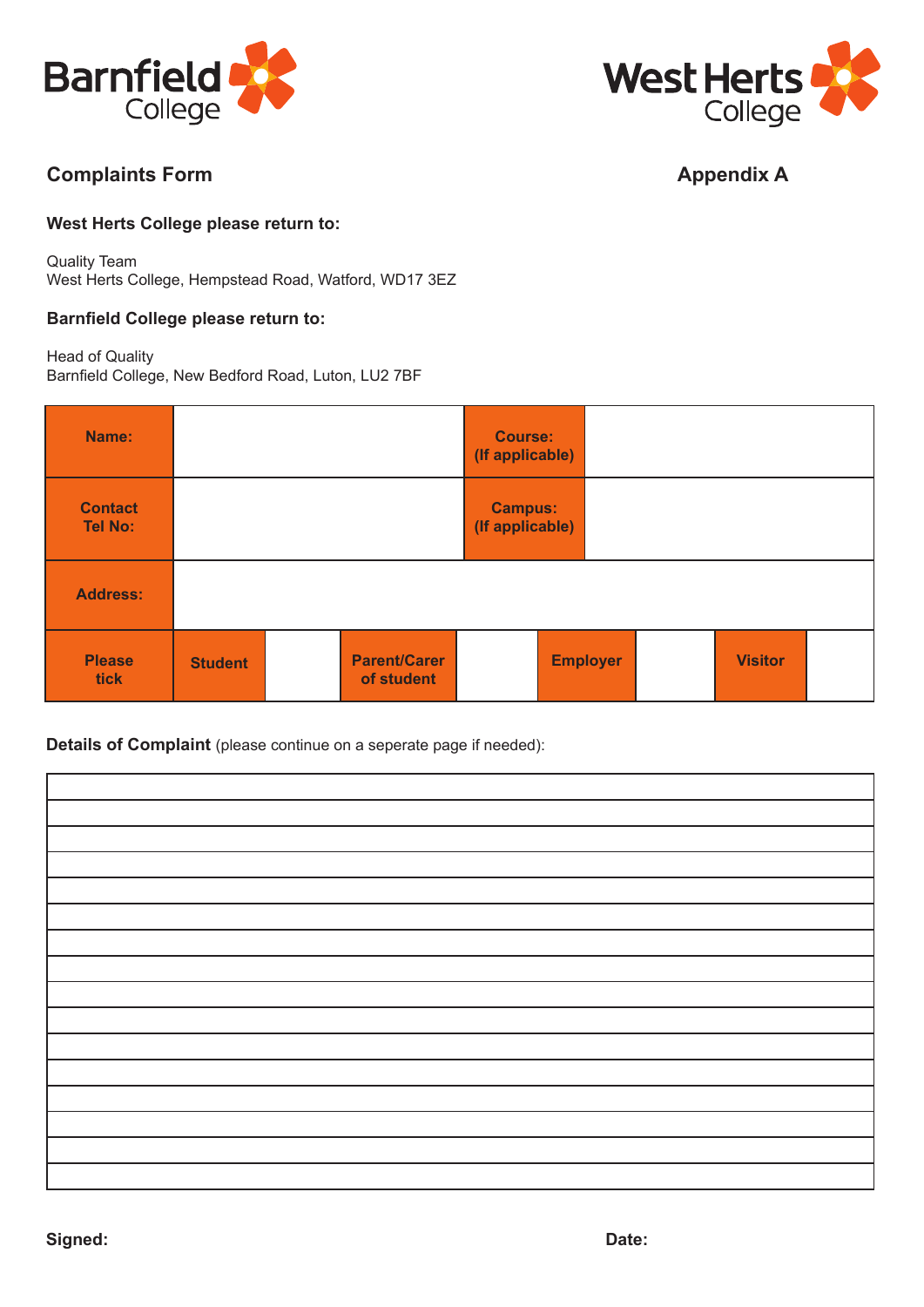Barnfield College

West Herts College

## Complaints Form

**Appendix A**

**West Herts College please return to:**

Quality Team
West Herts College, Hempstead Road, Watford, WD17 3EZ

**Barnfield College please return to:**

Head of Quality
Barnfield College, New Bedford Road, Luton, LU2 7BF

| | | | | | | | |
|---|---|---|---|---|---|---|---|
| **Name:** | | | | **Course: (If applicable)** | | | |
| **Contact Tel No:** | | | | **Campus: (If applicable)** | | | |
| **Address:** | | | | | | | |
| **Please tick** | **Student** | | **Parent/Carer of student** | | **Employer** | | **Visitor** |

**Details of Complaint** (please continue on a seperate page if needed):

**Signed:**

**Date:**